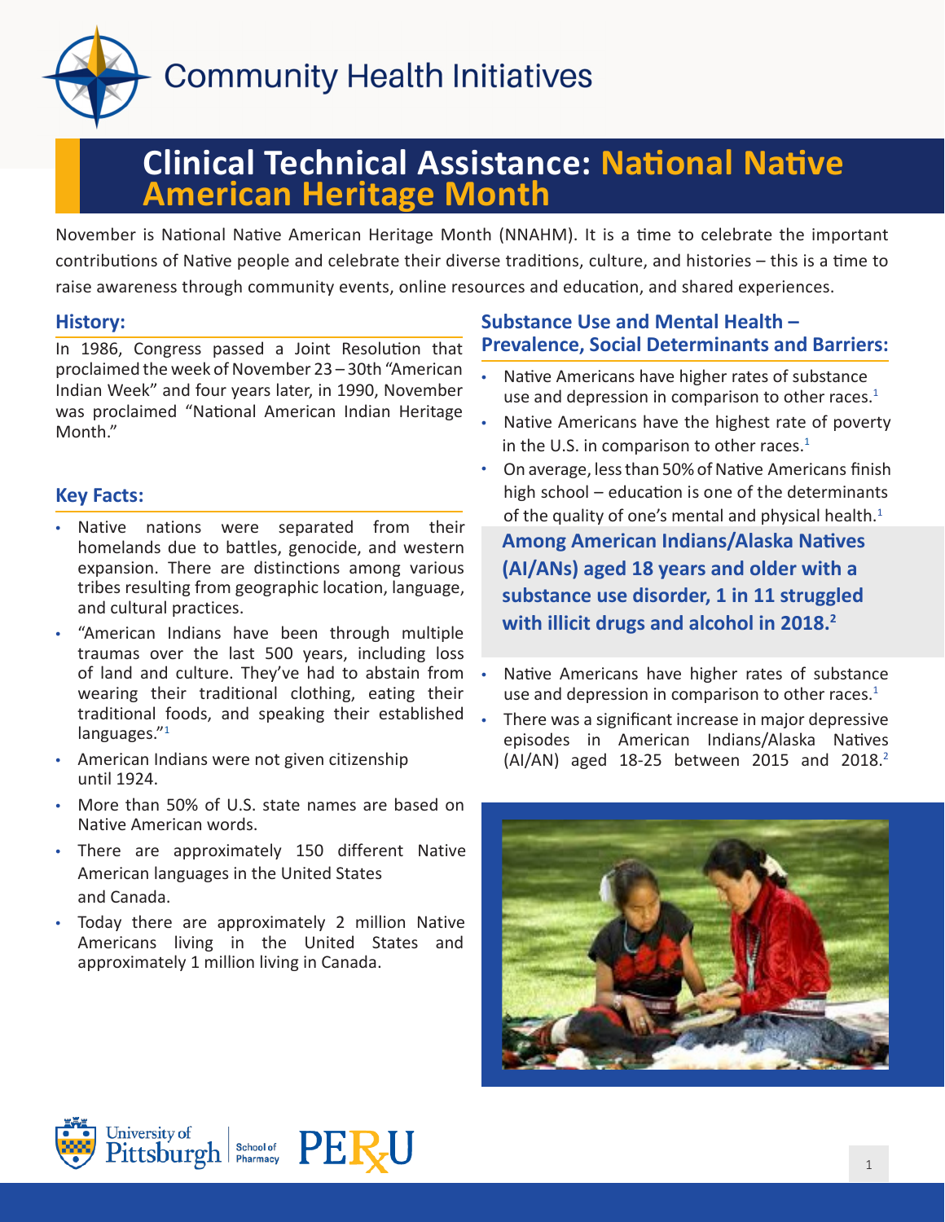Community Health Initiatives

# Clinical Technical Assistance: National Native American Heritage Month

November is National Native American Heritage Month (NNAHM). It is a time to celebrate the important contributions of Native people and celebrate their diverse traditions, culture, and histories – this is a time to raise awareness through community events, online resources and education, and shared experiences.

## History:

In 1986, Congress passed a Joint Resolution that proclaimed the week of November 23 – 30th "American Indian Week" and four years later, in 1990, November was proclaimed "National American Indian Heritage Month."

## Key Facts:

- Native nations were separated from their homelands due to battles, genocide, and western expansion. There are distinctions among various tribes resulting from geographic location, language, and cultural practices.
- "American Indians have been through multiple traumas over the last 500 years, including loss of land and culture. They've had to abstain from wearing their traditional clothing, eating their traditional foods, and speaking their established languages."[1]
- American Indians were not given citizenship until 1924.
- More than 50% of U.S. state names are based on Native American words.
- There are approximately 150 different Native American languages in the United States and Canada.
- Today there are approximately 2 million Native Americans living in the United States and approximately 1 million living in Canada.

## Substance Use and Mental Health – Prevalence, Social Determinants and Barriers:

- Native Americans have higher rates of substance use and depression in comparison to other races.[1]
- Native Americans have the highest rate of poverty in the U.S. in comparison to other races.[1]
- On average, less than 50% of Native Americans finish high school – education is one of the determinants of the quality of one's mental and physical health.[1]

**Among American Indians/Alaska Natives (AI/ANs) aged 18 years and older with a substance use disorder, 1 in 11 struggled with illicit drugs and alcohol in 2018.[2]**

- Native Americans have higher rates of substance use and depression in comparison to other races.[1]
- There was a significant increase in major depressive episodes in American Indians/Alaska Natives (AI/AN) aged 18-25 between 2015 and 2018.[2]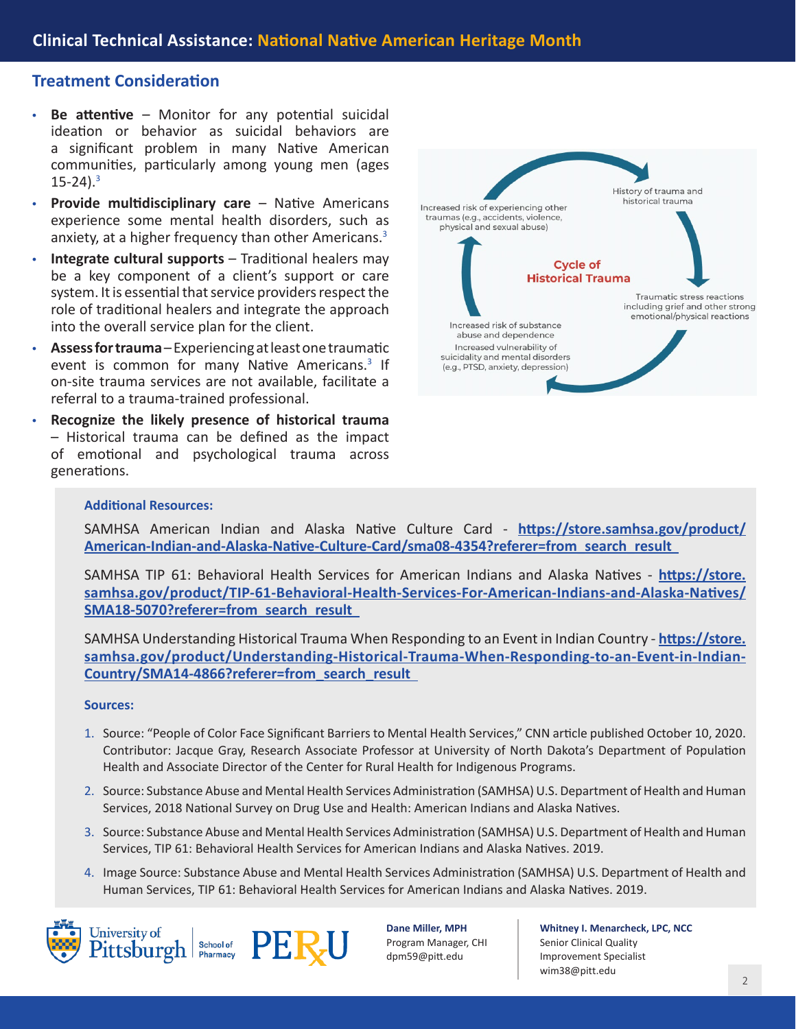## Treatment Consideration

- **Be attentive** – Monitor for any potential suicidal ideation or behavior as suicidal behaviors are a significant problem in many Native American communities, particularly among young men (ages 15-24).[3]
- **Provide multidisciplinary care** – Native Americans experience some mental health disorders, such as anxiety, at a higher frequency than other Americans.[3]
- **Integrate cultural supports** – Traditional healers may be a key component of a client's support or care system. It is essential that service providers respect the role of traditional healers and integrate the approach into the overall service plan for the client.
- **Assess for trauma** – Experiencing at least one traumatic event is common for many Native Americans.[3] If on-site trauma services are not available, facilitate a referral to a trauma-trained professional.
- **Recognize the likely presence of historical trauma** – Historical trauma can be defined as the impact of emotional and psychological trauma across generations.

Cycle of Historical Trauma

History of trauma and historical trauma

Traumatic stress reactions including grief and other strong emotional/physical reactions

Increased risk of substance abuse and dependence

Increased vulnerability of suicidality and mental disorders (e.g., PTSD, anxiety, depression)

Increased risk of experiencing other traumas (e.g., accidents, violence, physical and sexual abuse)

### Additional Resources:

SAMHSA American Indian and Alaska Native Culture Card - **https://store.samhsa.gov/product/American-Indian-and-Alaska-Native-Culture-Card/sma08-4354?referer=from_search_result**

SAMHSA TIP 61: Behavioral Health Services for American Indians and Alaska Natives - **https://store.samhsa.gov/product/TIP-61-Behavioral-Health-Services-For-American-Indians-and-Alaska-Natives/SMA18-5070?referer=from_search_result**

SAMHSA Understanding Historical Trauma When Responding to an Event in Indian Country - **https://store.samhsa.gov/product/Understanding-Historical-Trauma-When-Responding-to-an-Event-in-Indian-Country/SMA14-4866?referer=from_search_result**

### Sources:

1. Source: "People of Color Face Significant Barriers to Mental Health Services," CNN article published October 10, 2020. Contributor: Jacque Gray, Research Associate Professor at University of North Dakota's Department of Population Health and Associate Director of the Center for Rural Health for Indigenous Programs.
2. Source: Substance Abuse and Mental Health Services Administration (SAMHSA) U.S. Department of Health and Human Services, 2018 National Survey on Drug Use and Health: American Indians and Alaska Natives.
3. Source: Substance Abuse and Mental Health Services Administration (SAMHSA) U.S. Department of Health and Human Services, TIP 61: Behavioral Health Services for American Indians and Alaska Natives. 2019.
4. Image Source: Substance Abuse and Mental Health Services Administration (SAMHSA) U.S. Department of Health and Human Services, TIP 61: Behavioral Health Services for American Indians and Alaska Natives. 2019.

University of Pittsburgh | School of Pharmacy | PERxU

**Dane Miller, MPH**
Program Manager, CHI
dpm59@pitt.edu

**Whitney I. Menarcheck, LPC, NCC**
Senior Clinical Quality Improvement Specialist
wim38@pitt.edu